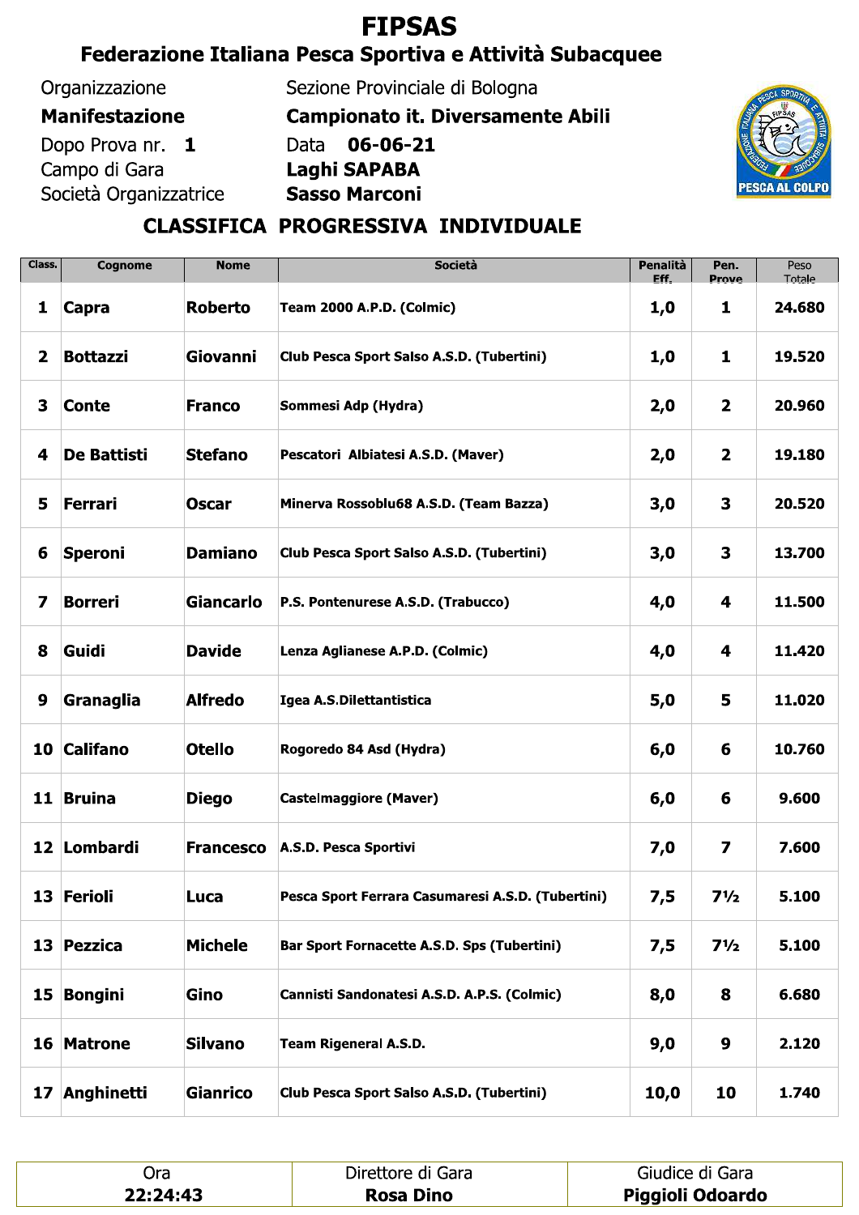# FIPSAS

## Federazione Italiana Pesca Sportiva e Attività Subacquee

Organizzazione: Sezione Provinciale di Bologna
**Manifestazione**: **Campionato it. Diversamente Abili**
Dopo Prova nr. **1** Data **06-06-21**
Campo di Gara: **Laghi SAPABA**
Società Organizzatrice: **Sasso Marconi**

PESCA AL COLPO

## CLASSIFICA PROGRESSIVA INDIVIDUALE

| Class. | Cognome | Nome | Società | Penalità Eff. | Pen. Prove | Peso Totale |
|---|---|---|---|---|---|---|
| 1 | **Capra** | **Roberto** | Team 2000 A.P.D. (Colmic) | 1,0 | 1 | 24.680 |
| 2 | **Bottazzi** | **Giovanni** | Club Pesca Sport Salso A.S.D. (Tubertini) | 1,0 | 1 | 19.520 |
| 3 | **Conte** | **Franco** | Sommesi Adp (Hydra) | 2,0 | 2 | 20.960 |
| 4 | **De Battisti** | **Stefano** | Pescatori Albiatesi A.S.D. (Maver) | 2,0 | 2 | 19.180 |
| 5 | **Ferrari** | **Oscar** | Minerva Rossoblu68 A.S.D. (Team Bazza) | 3,0 | 3 | 20.520 |
| 6 | **Speroni** | **Damiano** | Club Pesca Sport Salso A.S.D. (Tubertini) | 3,0 | 3 | 13.700 |
| 7 | **Borreri** | **Giancarlo** | P.S. Pontenurese A.S.D. (Trabucco) | 4,0 | 4 | 11.500 |
| 8 | **Guidi** | **Davide** | Lenza Aglianese A.P.D. (Colmic) | 4,0 | 4 | 11.420 |
| 9 | **Granaglia** | **Alfredo** | Igea A.S.Dilettantistica | 5,0 | 5 | 11.020 |
| 10 | **Califano** | **Otello** | Rogoredo 84 Asd (Hydra) | 6,0 | 6 | 10.760 |
| 11 | **Bruina** | **Diego** | Castelmaggiore (Maver) | 6,0 | 6 | 9.600 |
| 12 | **Lombardi** | **Francesco** | A.S.D. Pesca Sportivi | 7,0 | 7 | 7.600 |
| 13 | **Ferioli** | **Luca** | Pesca Sport Ferrara Casumaresi A.S.D. (Tubertini) | 7,5 | 7½ | 5.100 |
| 13 | **Pezzica** | **Michele** | Bar Sport Fornacette A.S.D. Sps (Tubertini) | 7,5 | 7½ | 5.100 |
| 15 | **Bongini** | **Gino** | Cannisti Sandonatesi A.S.D. A.P.S. (Colmic) | 8,0 | 8 | 6.680 |
| 16 | **Matrone** | **Silvano** | Team Rigeneral A.S.D. | 9,0 | 9 | 2.120 |
| 17 | **Anghinetti** | **Gianrico** | Club Pesca Sport Salso A.S.D. (Tubertini) | 10,0 | 10 | 1.740 |

| Ora | Direttore di Gara | Giudice di Gara |
|---|---|---|
| **22:24:43** | **Rosa Dino** | **Piggioli Odoardo** |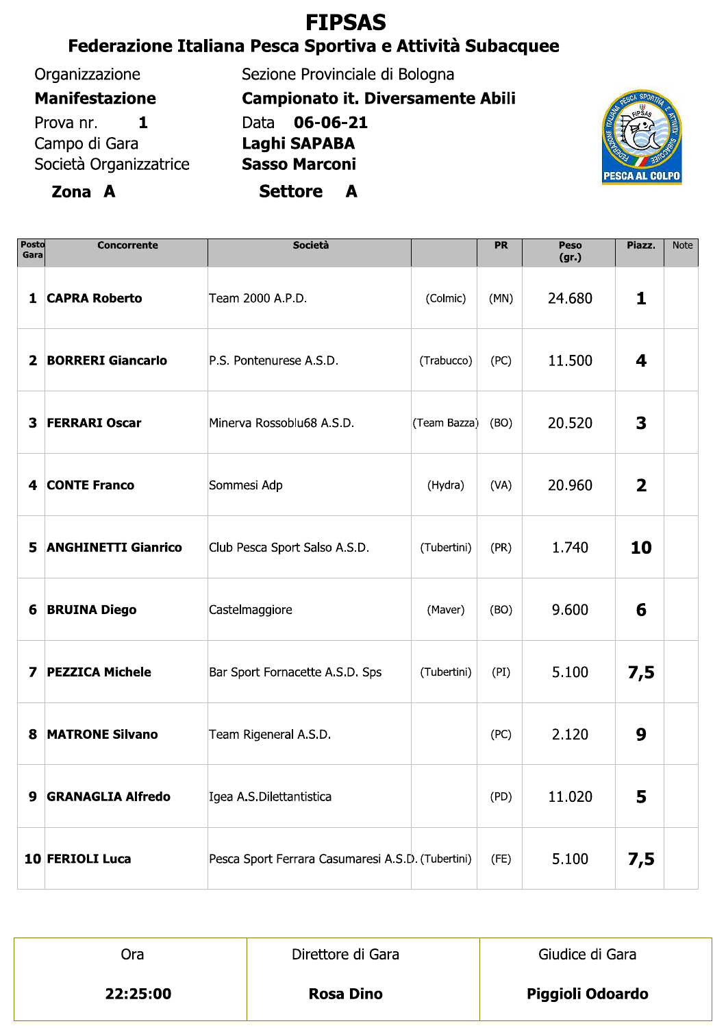# FIPSAS

## Federazione Italiana Pesca Sportiva e Attività Subacquee

| | |
|---|---|
| Organizzazione | Sezione Provinciale di Bologna |
| **Manifestazione** | **Campionato it. Diversamente Abili** |
| Prova nr. **1** | Data **06-06-21** |
| Campo di Gara | **Laghi SAPABA** |
| Società Organizzatrice | **Sasso Marconi** |
| **Zona A** | **Settore A** |

| Posto Gara | Concorrente | Società | | PR | Peso (gr.) | Piazz. | Note |
|---|---|---|---|---|---|---|---|
| **1** | **CAPRA Roberto** | Team 2000 A.P.D. | (Colmic) | (MN) | 24.680 | **1** | |
| **2** | **BORRERI Giancarlo** | P.S. Pontenurese A.S.D. | (Trabucco) | (PC) | 11.500 | **4** | |
| **3** | **FERRARI Oscar** | Minerva Rossoblu68 A.S.D. | (Team Bazza) | (BO) | 20.520 | **3** | |
| **4** | **CONTE Franco** | Sommesi Adp | (Hydra) | (VA) | 20.960 | **2** | |
| **5** | **ANGHINETTI Gianrico** | Club Pesca Sport Salso A.S.D. | (Tubertini) | (PR) | 1.740 | **10** | |
| **6** | **BRUINA Diego** | Castelmaggiore | (Maver) | (BO) | 9.600 | **6** | |
| **7** | **PEZZICA Michele** | Bar Sport Fornacette A.S.D. Sps | (Tubertini) | (PI) | 5.100 | **7,5** | |
| **8** | **MATRONE Silvano** | Team Rigeneral A.S.D. | | (PC) | 2.120 | **9** | |
| **9** | **GRANAGLIA Alfredo** | Igea A.S.Dilettantistica | | (PD) | 11.020 | **5** | |
| **10** | **FERIOLI Luca** | Pesca Sport Ferrara Casumaresi A.S.D. | (Tubertini) | (FE) | 5.100 | **7,5** | |

| Ora | Direttore di Gara | Giudice di Gara |
|---|---|---|
| **22:25:00** | **Rosa Dino** | **Piggioli Odoardo** |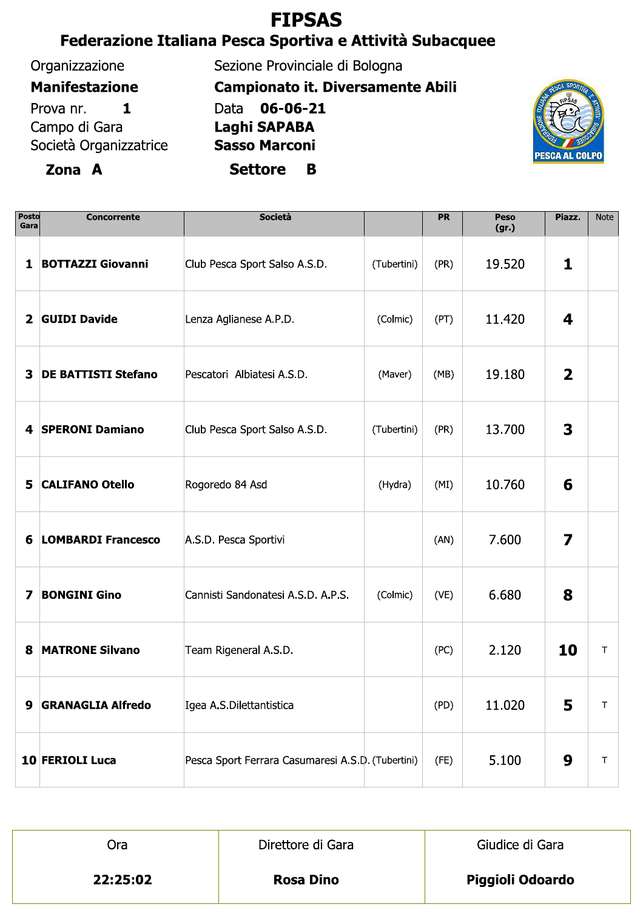# FIPSAS

## Federazione Italiana Pesca Sportiva e Attività Subacquee

Organizzazione — Sezione Provinciale di Bologna

**Manifestazione** — **Campionato it. Diversamente Abili**

Prova nr. **1** — Data **06-06-21**

Campo di Gara — **Laghi SAPABA**

Società Organizzatrice — **Sasso Marconi**

**Zona A** — **Settore B**

| Posto Gara | Concorrente | Società | | PR | Peso (gr.) | Piazz. | Note |
|---|---|---|---|---|---|---|---|
| 1 | **BOTTAZZI Giovanni** | Club Pesca Sport Salso A.S.D. | (Tubertini) | (PR) | 19.520 | **1** | |
| 2 | **GUIDI Davide** | Lenza Aglianese A.P.D. | (Colmic) | (PT) | 11.420 | **4** | |
| 3 | **DE BATTISTI Stefano** | Pescatori Albiatesi A.S.D. | (Maver) | (MB) | 19.180 | **2** | |
| 4 | **SPERONI Damiano** | Club Pesca Sport Salso A.S.D. | (Tubertini) | (PR) | 13.700 | **3** | |
| 5 | **CALIFANO Otello** | Rogoredo 84 Asd | (Hydra) | (MI) | 10.760 | **6** | |
| 6 | **LOMBARDI Francesco** | A.S.D. Pesca Sportivi | | (AN) | 7.600 | **7** | |
| 7 | **BONGINI Gino** | Cannisti Sandonatesi A.S.D. A.P.S. | (Colmic) | (VE) | 6.680 | **8** | |
| 8 | **MATRONE Silvano** | Team Rigeneral A.S.D. | | (PC) | 2.120 | **10** | T |
| 9 | **GRANAGLIA Alfredo** | Igea A.S.Dilettantistica | | (PD) | 11.020 | **5** | T |
| 10 | **FERIOLI Luca** | Pesca Sport Ferrara Casumaresi A.S.D. | (Tubertini) | (FE) | 5.100 | **9** | T |

| Ora | Direttore di Gara | Giudice di Gara |
|---|---|---|
| **22:25:02** | **Rosa Dino** | **Piggioli Odoardo** |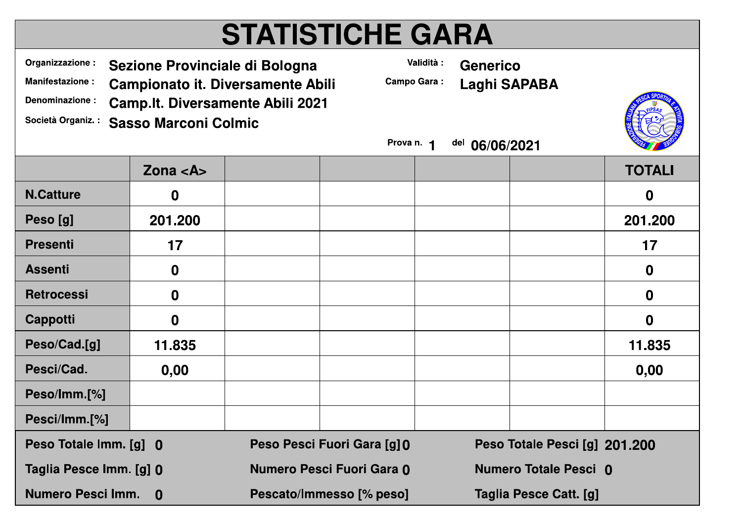# STATISTICHE GARA

**Organizzazione :** Sezione Provinciale di Bologna
**Manifestazione :** Campionato it. Diversamente Abili
**Denominazione :** Camp.It. Diversamente Abili 2021
**Società Organiz. :** Sasso Marconi Colmic

**Validità :** Generico
**Campo Gara :** Laghi SAPABA

**Prova n.** 1 **del** 06/06/2021

| | Zona <A> | | | | | TOTALI |
|---|---|---|---|---|---|---|
| N.Catture | 0 | | | | | 0 |
| Peso [g] | 201.200 | | | | | 201.200 |
| Presenti | 17 | | | | | 17 |
| Assenti | 0 | | | | | 0 |
| Retrocessi | 0 | | | | | 0 |
| Cappotti | 0 | | | | | 0 |
| Peso/Cad.[g] | 11.835 | | | | | 11.835 |
| Pesci/Cad. | 0,00 | | | | | 0,00 |
| Peso/Imm.[%] | | | | | | |
| Pesci/Imm.[%] | | | | | | |

| | | | | | |
|---|---|---|---|---|---|
| Peso Totale Imm. [g] | 0 | Peso Pesci Fuori Gara [g] | 0 | Peso Totale Pesci [g] | 201.200 |
| Taglia Pesce Imm. [g] | 0 | Numero Pesci Fuori Gara | 0 | Numero Totale Pesci | 0 |
| Numero Pesci Imm. | 0 | Pescato/Immesso [% peso] | | Taglia Pesce Catt. [g] | |